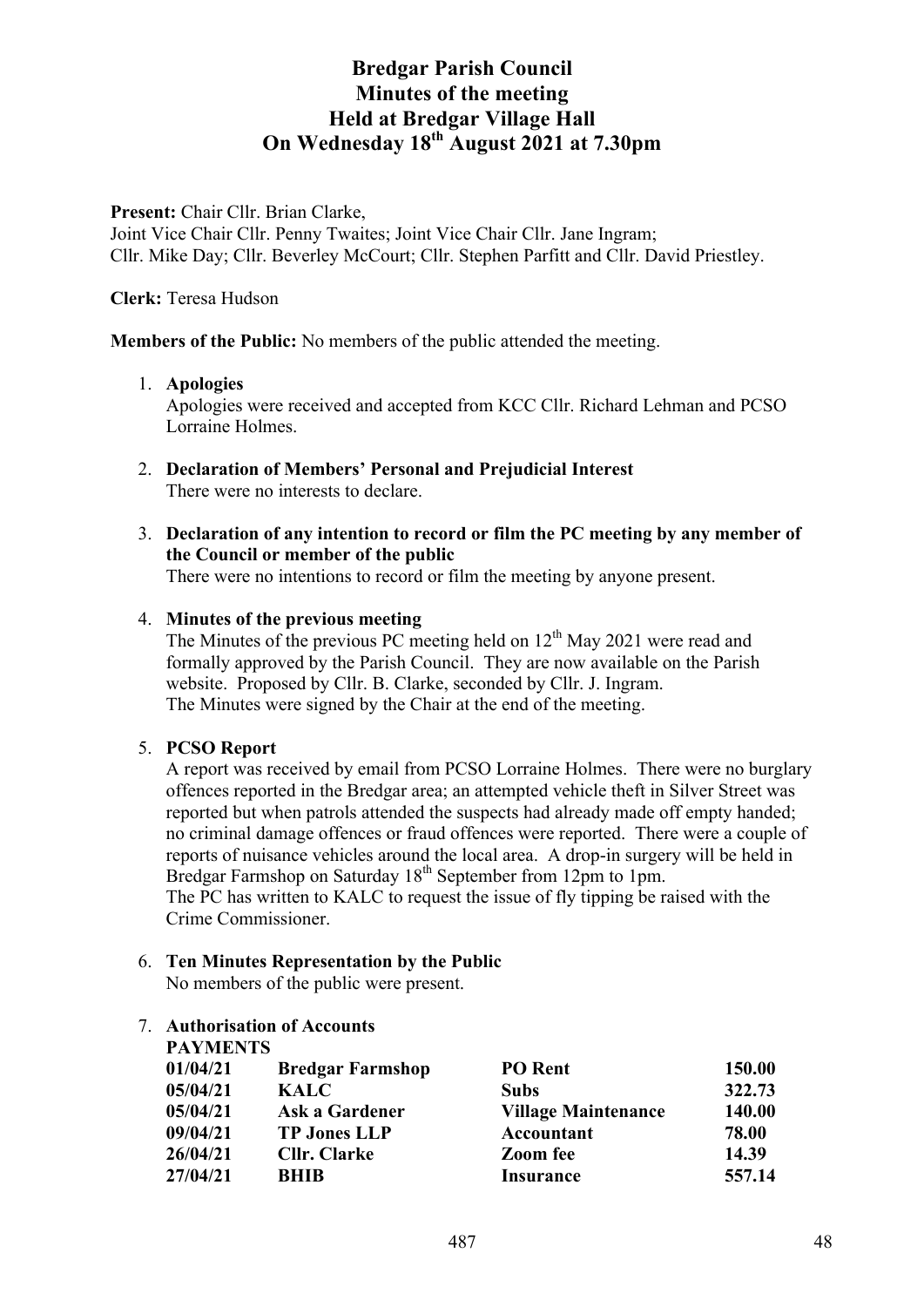# Bredgar Parish Council
# Minutes of the meeting
# Held at Bredgar Village Hall
# On Wednesday 18th August 2021 at 7.30pm

**Present:** Chair Cllr. Brian Clarke,
Joint Vice Chair Cllr. Penny Twaites; Joint Vice Chair Cllr. Jane Ingram;
Cllr. Mike Day; Cllr. Beverley McCourt; Cllr. Stephen Parfitt and Cllr. David Priestley.

**Clerk:** Teresa Hudson

**Members of the Public:** No members of the public attended the meeting.

1. **Apologies**
   Apologies were received and accepted from KCC Cllr. Richard Lehman and PCSO Lorraine Holmes.

2. **Declaration of Members' Personal and Prejudicial Interest**
   There were no interests to declare.

3. **Declaration of any intention to record or film the PC meeting by any member of the Council or member of the public**
   There were no intentions to record or film the meeting by anyone present.

4. **Minutes of the previous meeting**
   The Minutes of the previous PC meeting held on 12th May 2021 were read and formally approved by the Parish Council. They are now available on the Parish website. Proposed by Cllr. B. Clarke, seconded by Cllr. J. Ingram.
   The Minutes were signed by the Chair at the end of the meeting.

5. **PCSO Report**
   A report was received by email from PCSO Lorraine Holmes. There were no burglary offences reported in the Bredgar area; an attempted vehicle theft in Silver Street was reported but when patrols attended the suspects had already made off empty handed; no criminal damage offences or fraud offences were reported. There were a couple of reports of nuisance vehicles around the local area. A drop-in surgery will be held in Bredgar Farmshop on Saturday 18th September from 12pm to 1pm.
   The PC has written to KALC to request the issue of fly tipping be raised with the Crime Commissioner.

6. **Ten Minutes Representation by the Public**
   No members of the public were present.

7. **Authorisation of Accounts**

**PAYMENTS**

| | | | |
|---|---|---|---|
| **01/04/21** | **Bredgar Farmshop** | **PO Rent** | **150.00** |
| **05/04/21** | **KALC** | **Subs** | **322.73** |
| **05/04/21** | **Ask a Gardener** | **Village Maintenance** | **140.00** |
| **09/04/21** | **TP Jones LLP** | **Accountant** | **78.00** |
| **26/04/21** | **Cllr. Clarke** | **Zoom fee** | **14.39** |
| **27/04/21** | **BHIB** | **Insurance** | **557.14** |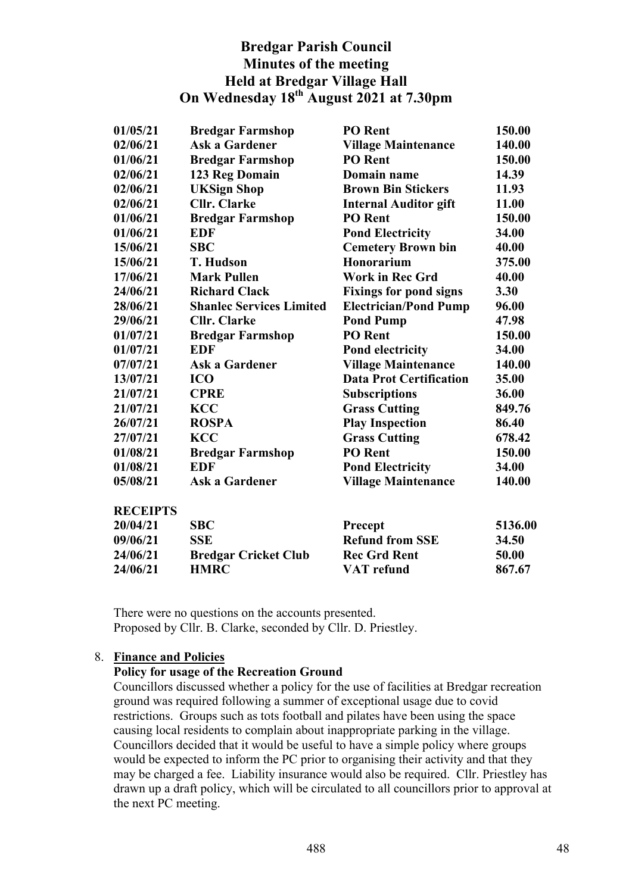# Bredgar Parish Council
## Minutes of the meeting
## Held at Bredgar Village Hall
## On Wednesday 18th August 2021 at 7.30pm

| | | | |
|---|---|---|---|
| **01/05/21** | **Bredgar Farmshop** | **PO Rent** | **150.00** |
| **02/06/21** | **Ask a Gardener** | **Village Maintenance** | **140.00** |
| **01/06/21** | **Bredgar Farmshop** | **PO Rent** | **150.00** |
| **02/06/21** | **123 Reg Domain** | **Domain name** | **14.39** |
| **02/06/21** | **UKSign Shop** | **Brown Bin Stickers** | **11.93** |
| **02/06/21** | **Cllr. Clarke** | **Internal Auditor gift** | **11.00** |
| **01/06/21** | **Bredgar Farmshop** | **PO Rent** | **150.00** |
| **01/06/21** | **EDF** | **Pond Electricity** | **34.00** |
| **15/06/21** | **SBC** | **Cemetery Brown bin** | **40.00** |
| **15/06/21** | **T. Hudson** | **Honorarium** | **375.00** |
| **17/06/21** | **Mark Pullen** | **Work in Rec Grd** | **40.00** |
| **24/06/21** | **Richard Clack** | **Fixings for pond signs** | **3.30** |
| **28/06/21** | **Shanlec Services Limited** | **Electrician/Pond Pump** | **96.00** |
| **29/06/21** | **Cllr. Clarke** | **Pond Pump** | **47.98** |
| **01/07/21** | **Bredgar Farmshop** | **PO Rent** | **150.00** |
| **01/07/21** | **EDF** | **Pond electricity** | **34.00** |
| **07/07/21** | **Ask a Gardener** | **Village Maintenance** | **140.00** |
| **13/07/21** | **ICO** | **Data Prot Certification** | **35.00** |
| **21/07/21** | **CPRE** | **Subscriptions** | **36.00** |
| **21/07/21** | **KCC** | **Grass Cutting** | **849.76** |
| **26/07/21** | **ROSPA** | **Play Inspection** | **86.40** |
| **27/07/21** | **KCC** | **Grass Cutting** | **678.42** |
| **01/08/21** | **Bredgar Farmshop** | **PO Rent** | **150.00** |
| **01/08/21** | **EDF** | **Pond Electricity** | **34.00** |
| **05/08/21** | **Ask a Gardener** | **Village Maintenance** | **140.00** |
| **RECEIPTS** | | | |
| **20/04/21** | **SBC** | **Precept** | **5136.00** |
| **09/06/21** | **SSE** | **Refund from SSE** | **34.50** |
| **24/06/21** | **Bredgar Cricket Club** | **Rec Grd Rent** | **50.00** |
| **24/06/21** | **HMRC** | **VAT refund** | **867.67** |

There were no questions on the accounts presented.
Proposed by Cllr. B. Clarke, seconded by Cllr. D. Priestley.

8. **Finance and Policies**

   **Policy for usage of the Recreation Ground**

   Councillors discussed whether a policy for the use of facilities at Bredgar recreation ground was required following a summer of exceptional usage due to covid restrictions. Groups such as tots football and pilates have been using the space causing local residents to complain about inappropriate parking in the village. Councillors decided that it would be useful to have a simple policy where groups would be expected to inform the PC prior to organising their activity and that they may be charged a fee. Liability insurance would also be required. Cllr. Priestley has drawn up a draft policy, which will be circulated to all councillors prior to approval at the next PC meeting.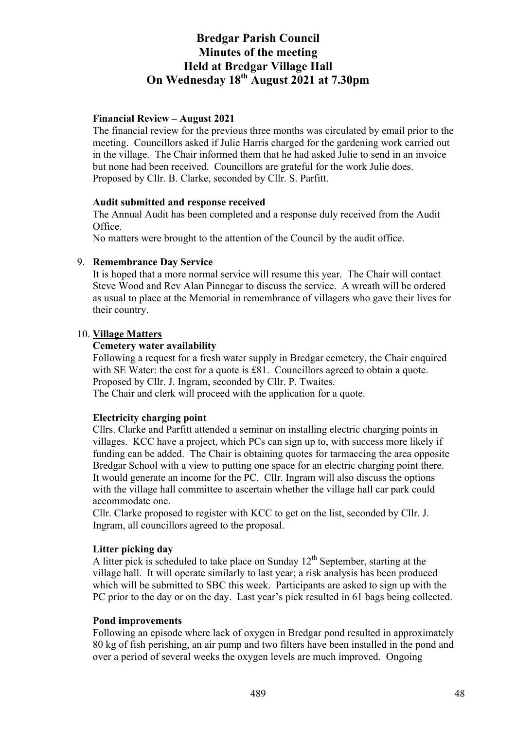# Bredgar Parish Council
# Minutes of the meeting
# Held at Bredgar Village Hall
# On Wednesday 18th August 2021 at 7.30pm

**Financial Review – August 2021**

The financial review for the previous three months was circulated by email prior to the meeting. Councillors asked if Julie Harris charged for the gardening work carried out in the village. The Chair informed them that he had asked Julie to send in an invoice but none had been received. Councillors are grateful for the work Julie does. Proposed by Cllr. B. Clarke, seconded by Cllr. S. Parfitt.

**Audit submitted and response received**

The Annual Audit has been completed and a response duly received from the Audit Office.

No matters were brought to the attention of the Council by the audit office.

9. **Remembrance Day Service**

It is hoped that a more normal service will resume this year. The Chair will contact Steve Wood and Rev Alan Pinnegar to discuss the service. A wreath will be ordered as usual to place at the Memorial in remembrance of villagers who gave their lives for their country.

10. **Village Matters**

**Cemetery water availability**

Following a request for a fresh water supply in Bredgar cemetery, the Chair enquired with SE Water: the cost for a quote is £81. Councillors agreed to obtain a quote. Proposed by Cllr. J. Ingram, seconded by Cllr. P. Twaites.

The Chair and clerk will proceed with the application for a quote.

**Electricity charging point**

Cllrs. Clarke and Parfitt attended a seminar on installing electric charging points in villages. KCC have a project, which PCs can sign up to, with success more likely if funding can be added. The Chair is obtaining quotes for tarmaccing the area opposite Bredgar School with a view to putting one space for an electric charging point there. It would generate an income for the PC. Cllr. Ingram will also discuss the options with the village hall committee to ascertain whether the village hall car park could accommodate one.

Cllr. Clarke proposed to register with KCC to get on the list, seconded by Cllr. J. Ingram, all councillors agreed to the proposal.

**Litter picking day**

A litter pick is scheduled to take place on Sunday 12th September, starting at the village hall. It will operate similarly to last year; a risk analysis has been produced which will be submitted to SBC this week. Participants are asked to sign up with the PC prior to the day or on the day. Last year's pick resulted in 61 bags being collected.

**Pond improvements**

Following an episode where lack of oxygen in Bredgar pond resulted in approximately 80 kg of fish perishing, an air pump and two filters have been installed in the pond and over a period of several weeks the oxygen levels are much improved. Ongoing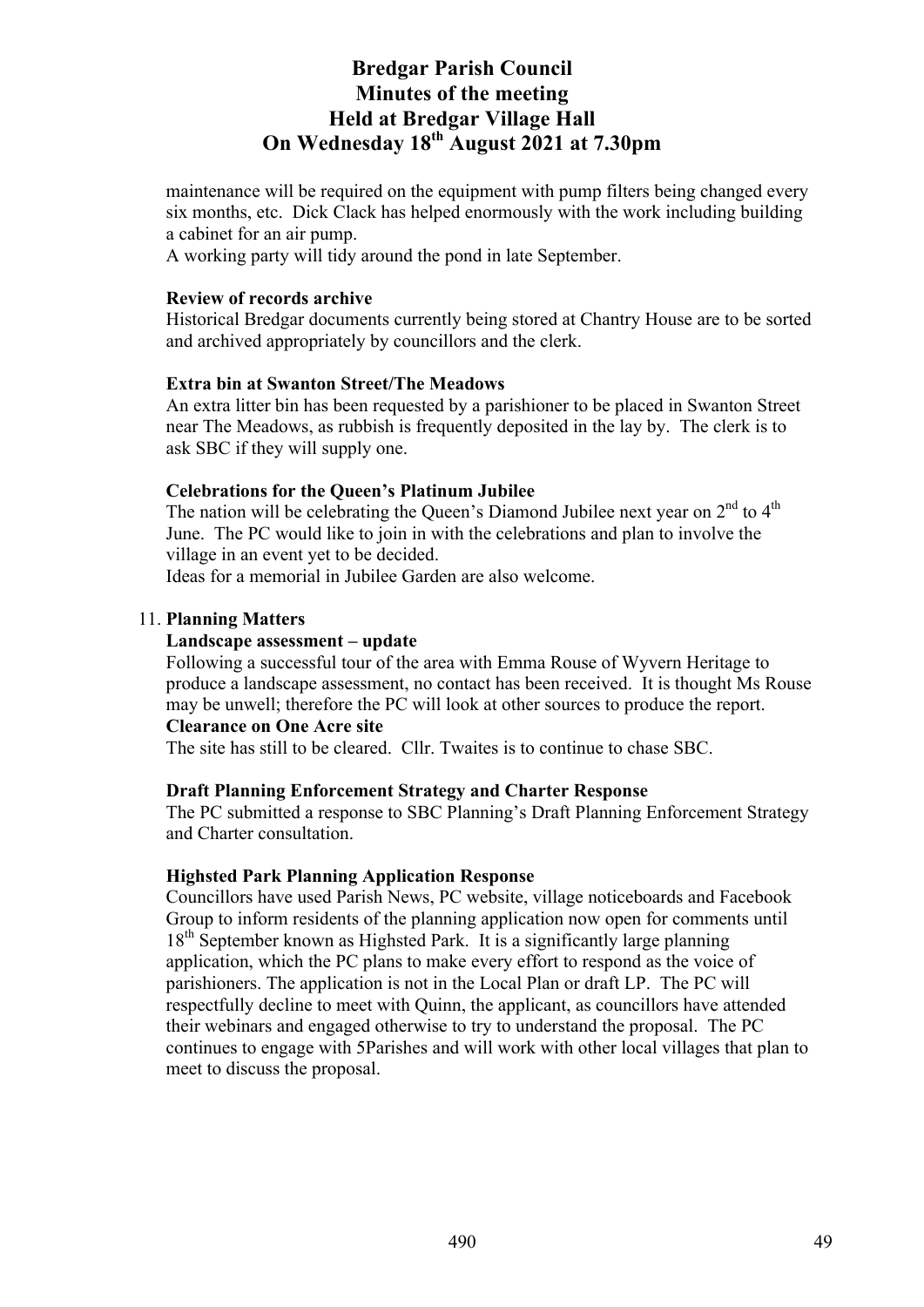# Bredgar Parish Council
# Minutes of the meeting
# Held at Bredgar Village Hall
# On Wednesday 18th August 2021 at 7.30pm

maintenance will be required on the equipment with pump filters being changed every six months, etc. Dick Clack has helped enormously with the work including building a cabinet for an air pump.
A working party will tidy around the pond in late September.

**Review of records archive**
Historical Bredgar documents currently being stored at Chantry House are to be sorted and archived appropriately by councillors and the clerk.

**Extra bin at Swanton Street/The Meadows**
An extra litter bin has been requested by a parishioner to be placed in Swanton Street near The Meadows, as rubbish is frequently deposited in the lay by. The clerk is to ask SBC if they will supply one.

**Celebrations for the Queen's Platinum Jubilee**
The nation will be celebrating the Queen's Diamond Jubilee next year on 2nd to 4th June. The PC would like to join in with the celebrations and plan to involve the village in an event yet to be decided.
Ideas for a memorial in Jubilee Garden are also welcome.

11. **Planning Matters**

**Landscape assessment – update**
Following a successful tour of the area with Emma Rouse of Wyvern Heritage to produce a landscape assessment, no contact has been received. It is thought Ms Rouse may be unwell; therefore the PC will look at other sources to produce the report.

**Clearance on One Acre site**
The site has still to be cleared. Cllr. Twaites is to continue to chase SBC.

**Draft Planning Enforcement Strategy and Charter Response**
The PC submitted a response to SBC Planning's Draft Planning Enforcement Strategy and Charter consultation.

**Highsted Park Planning Application Response**
Councillors have used Parish News, PC website, village noticeboards and Facebook Group to inform residents of the planning application now open for comments until 18th September known as Highsted Park. It is a significantly large planning application, which the PC plans to make every effort to respond as the voice of parishioners. The application is not in the Local Plan or draft LP. The PC will respectfully decline to meet with Quinn, the applicant, as councillors have attended their webinars and engaged otherwise to try to understand the proposal. The PC continues to engage with 5Parishes and will work with other local villages that plan to meet to discuss the proposal.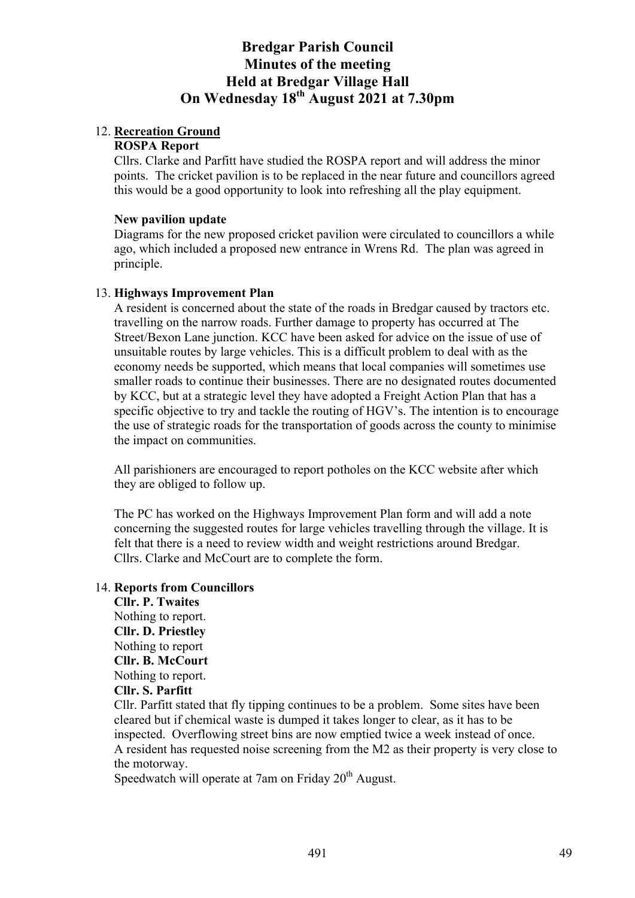# Bredgar Parish Council
# Minutes of the meeting
# Held at Bredgar Village Hall
# On Wednesday 18th August 2021 at 7.30pm

12. **Recreation Ground**

    **ROSPA Report**

    Cllrs. Clarke and Parfitt have studied the ROSPA report and will address the minor points. The cricket pavilion is to be replaced in the near future and councillors agreed this would be a good opportunity to look into refreshing all the play equipment.

    **New pavilion update**

    Diagrams for the new proposed cricket pavilion were circulated to councillors a while ago, which included a proposed new entrance in Wrens Rd. The plan was agreed in principle.

13. **Highways Improvement Plan**

    A resident is concerned about the state of the roads in Bredgar caused by tractors etc. travelling on the narrow roads. Further damage to property has occurred at The Street/Bexon Lane junction. KCC have been asked for advice on the issue of use of unsuitable routes by large vehicles. This is a difficult problem to deal with as the economy needs be supported, which means that local companies will sometimes use smaller roads to continue their businesses. There are no designated routes documented by KCC, but at a strategic level they have adopted a Freight Action Plan that has a specific objective to try and tackle the routing of HGV's. The intention is to encourage the use of strategic roads for the transportation of goods across the county to minimise the impact on communities.

    All parishioners are encouraged to report potholes on the KCC website after which they are obliged to follow up.

    The PC has worked on the Highways Improvement Plan form and will add a note concerning the suggested routes for large vehicles travelling through the village. It is felt that there is a need to review width and weight restrictions around Bredgar. Cllrs. Clarke and McCourt are to complete the form.

14. **Reports from Councillors**

    **Cllr. P. Twaites**
    Nothing to report.

    **Cllr. D. Priestley**
    Nothing to report

    **Cllr. B. McCourt**
    Nothing to report.

    **Cllr. S. Parfitt**
    Cllr. Parfitt stated that fly tipping continues to be a problem. Some sites have been cleared but if chemical waste is dumped it takes longer to clear, as it has to be inspected. Overflowing street bins are now emptied twice a week instead of once.
    A resident has requested noise screening from the M2 as their property is very close to the motorway.
    Speedwatch will operate at 7am on Friday 20th August.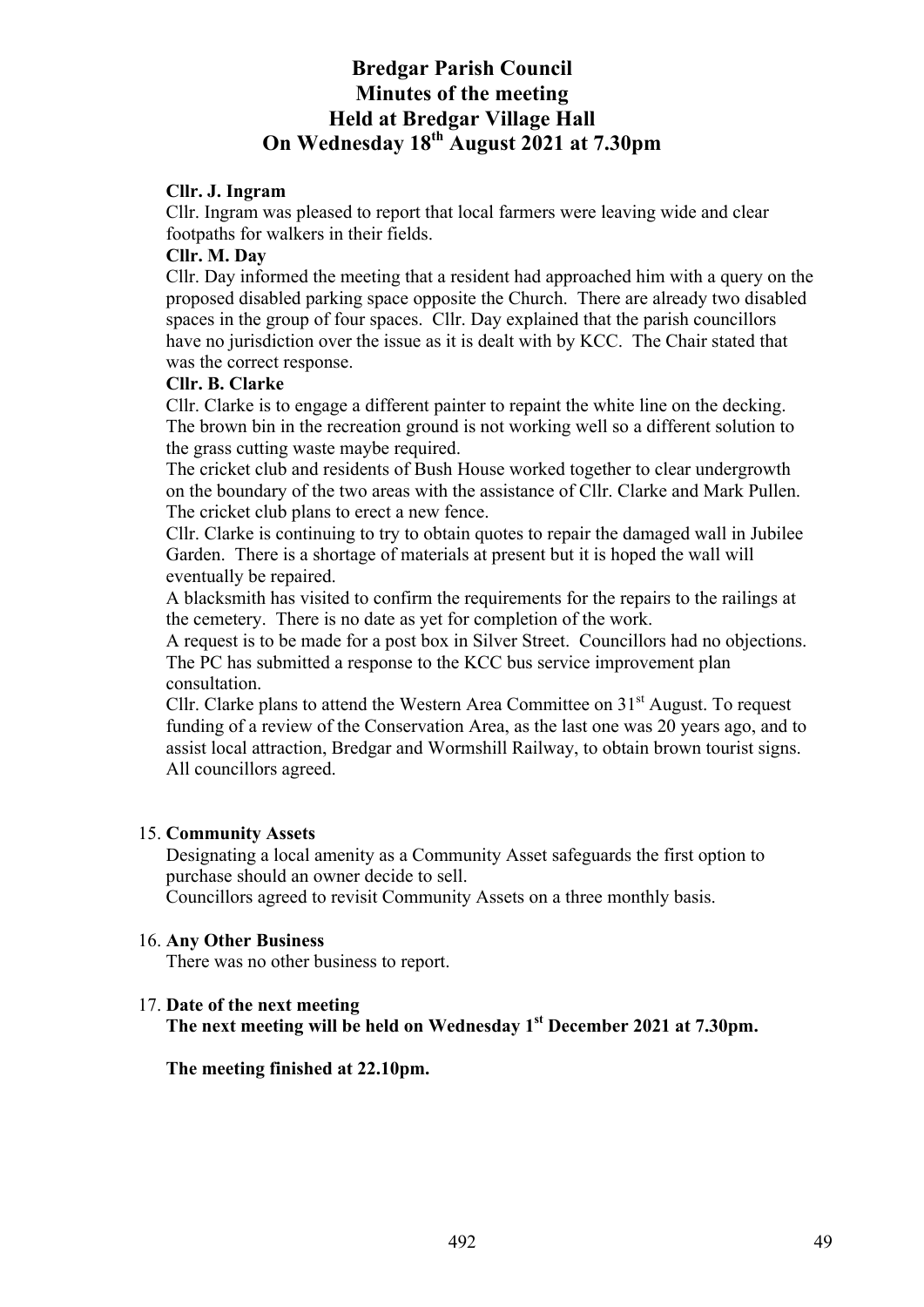# Bredgar Parish Council
# Minutes of the meeting
# Held at Bredgar Village Hall
# On Wednesday 18th August 2021 at 7.30pm

**Cllr. J. Ingram**

Cllr. Ingram was pleased to report that local farmers were leaving wide and clear footpaths for walkers in their fields.

**Cllr. M. Day**

Cllr. Day informed the meeting that a resident had approached him with a query on the proposed disabled parking space opposite the Church. There are already two disabled spaces in the group of four spaces. Cllr. Day explained that the parish councillors have no jurisdiction over the issue as it is dealt with by KCC. The Chair stated that was the correct response.

**Cllr. B. Clarke**

Cllr. Clarke is to engage a different painter to repaint the white line on the decking. The brown bin in the recreation ground is not working well so a different solution to the grass cutting waste maybe required.

The cricket club and residents of Bush House worked together to clear undergrowth on the boundary of the two areas with the assistance of Cllr. Clarke and Mark Pullen. The cricket club plans to erect a new fence.

Cllr. Clarke is continuing to try to obtain quotes to repair the damaged wall in Jubilee Garden. There is a shortage of materials at present but it is hoped the wall will eventually be repaired.

A blacksmith has visited to confirm the requirements for the repairs to the railings at the cemetery. There is no date as yet for completion of the work.

A request is to be made for a post box in Silver Street. Councillors had no objections.

The PC has submitted a response to the KCC bus service improvement plan consultation.

Cllr. Clarke plans to attend the Western Area Committee on 31st August. To request funding of a review of the Conservation Area, as the last one was 20 years ago, and to assist local attraction, Bredgar and Wormshill Railway, to obtain brown tourist signs. All councillors agreed.

15. **Community Assets**

    Designating a local amenity as a Community Asset safeguards the first option to purchase should an owner decide to sell.

    Councillors agreed to revisit Community Assets on a three monthly basis.

16. **Any Other Business**

    There was no other business to report.

17. **Date of the next meeting**

    **The next meeting will be held on Wednesday 1st December 2021 at 7.30pm.**

**The meeting finished at 22.10pm.**